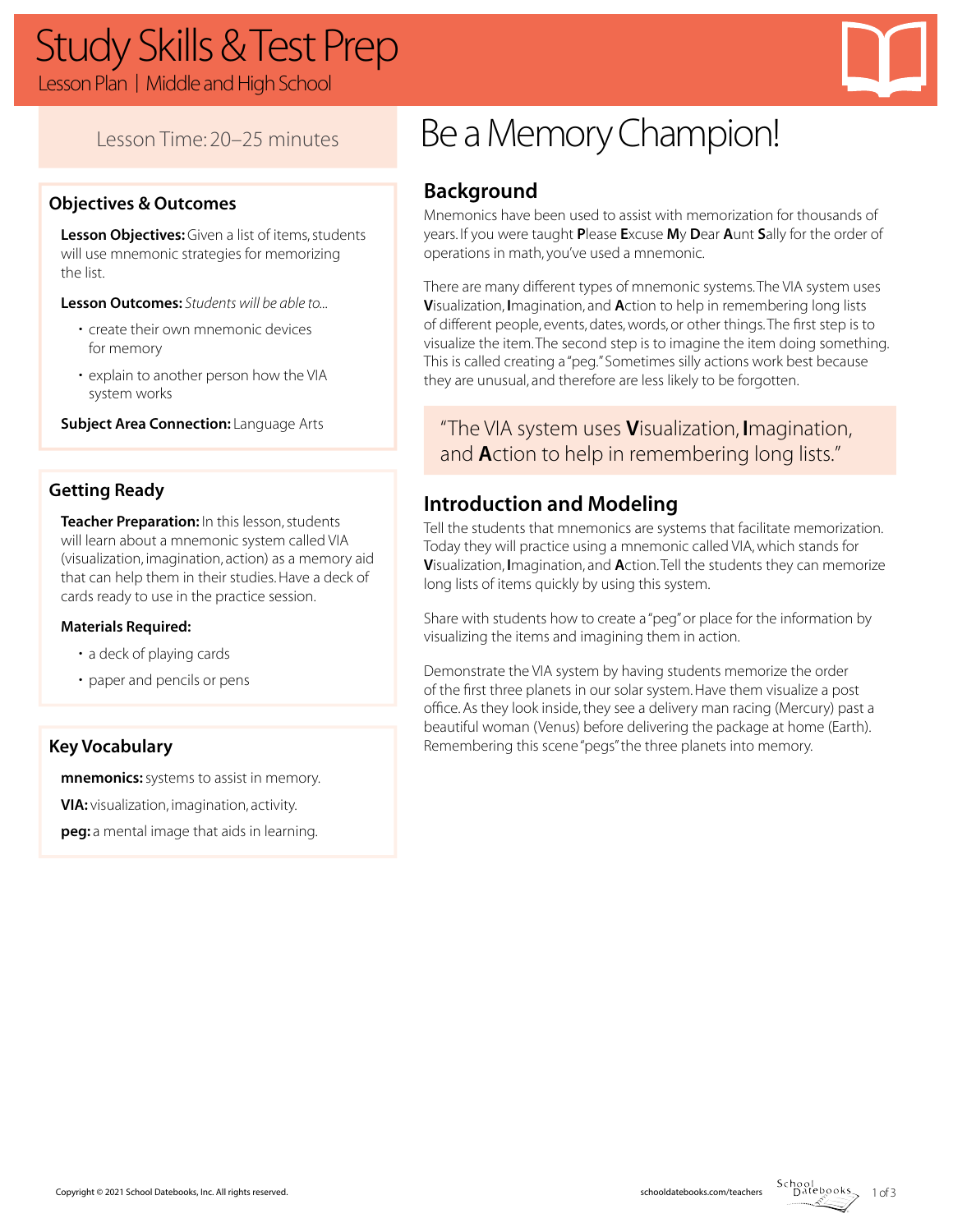# Study Skills & Test Prep

Lesson Plan | Middle and High School

Lesson Time: 20–25 minutes

## Be a Memory Champion!

### Objectives & Outcomes

**Lesson Objectives:** Given a list of items, students will use mnemonic strategies for memorizing the list.

**Lesson Outcomes:** *Students will be able to...*

- create their own mnemonic devices for memory
- explain to another person how the VIA system works

**Subject Area Connection:** Language Arts

### Getting Ready

**Teacher Preparation:** In this lesson, students will learn about a mnemonic system called VIA (visualization, imagination, action) as a memory aid that can help them in their studies. Have a deck of cards ready to use in the practice session.

**Materials Required:**

- a deck of playing cards
- paper and pencils or pens

### Key Vocabulary

**mnemonics:** systems to assist in memory.

**VIA:** visualization, imagination, activity.

**peg:** a mental image that aids in learning.

### Background

Mnemonics have been used to assist with memorization for thousands of years. If you were taught **P**lease **E**xcuse **M**y **D**ear **A**unt **S**ally for the order of operations in math, you've used a mnemonic.

There are many different types of mnemonic systems. The VIA system uses **V**isualization, **I**magination, and **A**ction to help in remembering long lists of different people, events, dates, words, or other things. The first step is to visualize the item. The second step is to imagine the item doing something. This is called creating a "peg." Sometimes silly actions work best because they are unusual, and therefore are less likely to be forgotten.

> "The VIA system uses **V**isualization, **I**magination, and **A**ction to help in remembering long lists."

### Introduction and Modeling

Tell the students that mnemonics are systems that facilitate memorization. Today they will practice using a mnemonic called VIA, which stands for **V**isualization, **I**magination, and **A**ction. Tell the students they can memorize long lists of items quickly by using this system.

Share with students how to create a "peg" or place for the information by visualizing the items and imagining them in action.

Demonstrate the VIA system by having students memorize the order of the first three planets in our solar system. Have them visualize a post office. As they look inside, they see a delivery man racing (Mercury) past a beautiful woman (Venus) before delivering the package at home (Earth). Remembering this scene "pegs" the three planets into memory.

Copyright © 2021 School Datebooks, Inc. All rights reserved.

schooldatebooks.com/teachers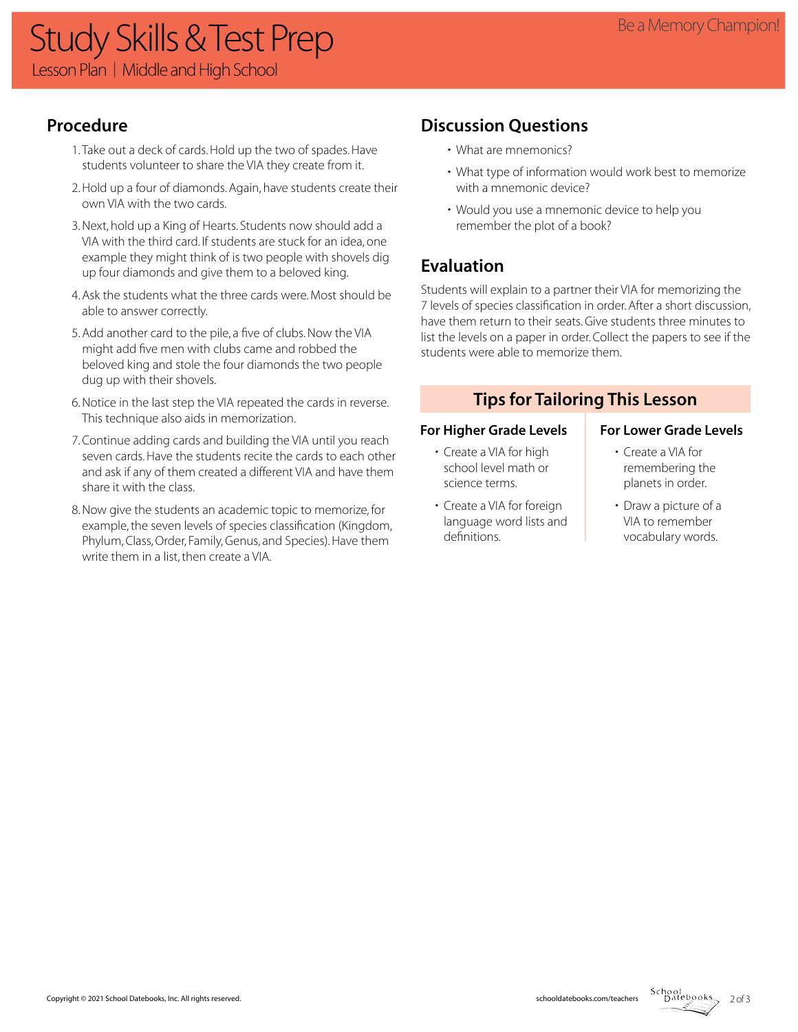## Procedure

1. Take out a deck of cards. Hold up the two of spades. Have students volunteer to share the VIA they create from it.
2. Hold up a four of diamonds. Again, have students create their own VIA with the two cards.
3. Next, hold up a King of Hearts. Students now should add a VIA with the third card. If students are stuck for an idea, one example they might think of is two people with shovels dig up four diamonds and give them to a beloved king.
4. Ask the students what the three cards were. Most should be able to answer correctly.
5. Add another card to the pile, a five of clubs. Now the VIA might add five men with clubs came and robbed the beloved king and stole the four diamonds the two people dug up with their shovels.
6. Notice in the last step the VIA repeated the cards in reverse. This technique also aids in memorization.
7. Continue adding cards and building the VIA until you reach seven cards. Have the students recite the cards to each other and ask if any of them created a different VIA and have them share it with the class.
8. Now give the students an academic topic to memorize, for example, the seven levels of species classification (Kingdom, Phylum, Class, Order, Family, Genus, and Species). Have them write them in a list, then create a VIA.

## Discussion Questions

- What are mnemonics?
- What type of information would work best to memorize with a mnemonic device?
- Would you use a mnemonic device to help you remember the plot of a book?

## Evaluation

Students will explain to a partner their VIA for memorizing the 7 levels of species classification in order. After a short discussion, have them return to their seats. Give students three minutes to list the levels on a paper in order. Collect the papers to see if the students were able to memorize them.

## Tips for Tailoring This Lesson

### For Higher Grade Levels

- Create a VIA for high school level math or science terms.
- Create a VIA for foreign language word lists and definitions.

### For Lower Grade Levels

- Create a VIA for remembering the planets in order.
- Draw a picture of a VIA to remember vocabulary words.

Copyright © 2021 School Datebooks, Inc. All rights reserved.

schooldatebooks.com/teachers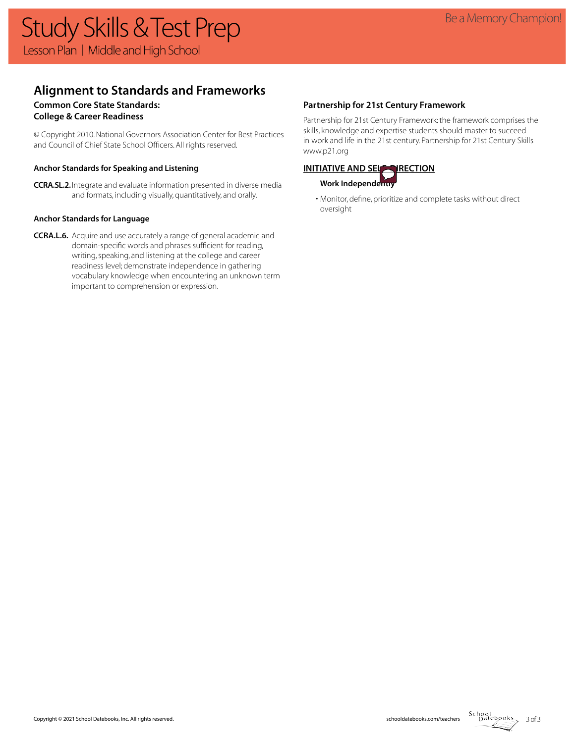# Alignment to Standards and Frameworks

### Common Core State Standards: College & Career Readiness

© Copyright 2010. National Governors Association Center for Best Practices and Council of Chief State School Officers. All rights reserved.

#### Anchor Standards for Speaking and Listening

**CCRA.SL.2.** Integrate and evaluate information presented in diverse media and formats, including visually, quantitatively, and orally.

#### Anchor Standards for Language

**CCRA.L.6.** Acquire and use accurately a range of general academic and domain-specific words and phrases sufficient for reading, writing, speaking, and listening at the college and career readiness level; demonstrate independence in gathering vocabulary knowledge when encountering an unknown term important to comprehension or expression.

### Partnership for 21st Century Framework

Partnership for 21st Century Framework: the framework comprises the skills, knowledge and expertise students should master to succeed in work and life in the 21st century. Partnership for 21st Century Skills www.p21.org

**INITIATIVE AND SELF-DIRECTION**

**Work Independently**

- Monitor, define, prioritize and complete tasks without direct oversight